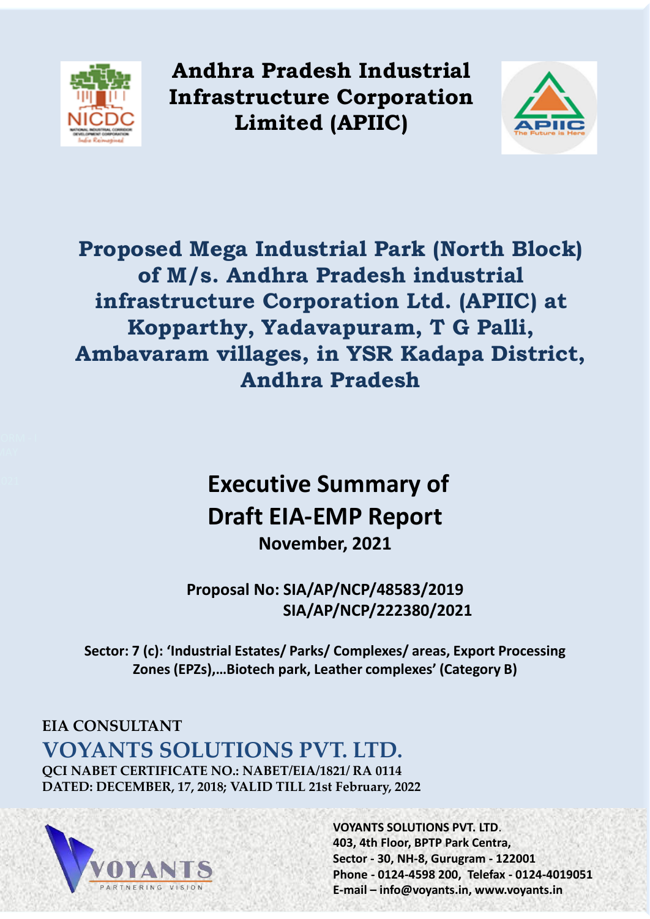# Andhra Pradesh Industrial Infrastructure Corporation Limited (APIIC)

## Proposed Mega Industrial Park (North Block) of M/s. Andhra Pradesh industrial infrastructure Corporation Ltd. (APIIC) at Kopparthy, Yadavapuram, T G Palli, Ambavaram villages, in YSR Kadapa District, Andhra Pradesh

## Executive Summary of Draft EIA-EMP Report

**November, 2021**

**Proposal No: SIA/AP/NCP/48583/2019**
**SIA/AP/NCP/222380/2021**

**Sector: 7 (c): 'Industrial Estates/ Parks/ Complexes/ areas, Export Processing Zones (EPZs),…Biotech park, Leather complexes' (Category B)**

**EIA CONSULTANT**

**VOYANTS SOLUTIONS PVT. LTD.**

**QCI NABET CERTIFICATE NO.: NABET/EIA/1821/ RA 0114**
**DATED: DECEMBER, 17, 2018; VALID TILL 21st February, 2022**

**VOYANTS SOLUTIONS PVT. LTD.**
**403, 4th Floor, BPTP Park Centra,**
**Sector - 30, NH-8, Gurugram - 122001**
**Phone - 0124-4598 200, Telefax - 0124-4019051**
**E-mail – info@voyants.in, www.voyants.in**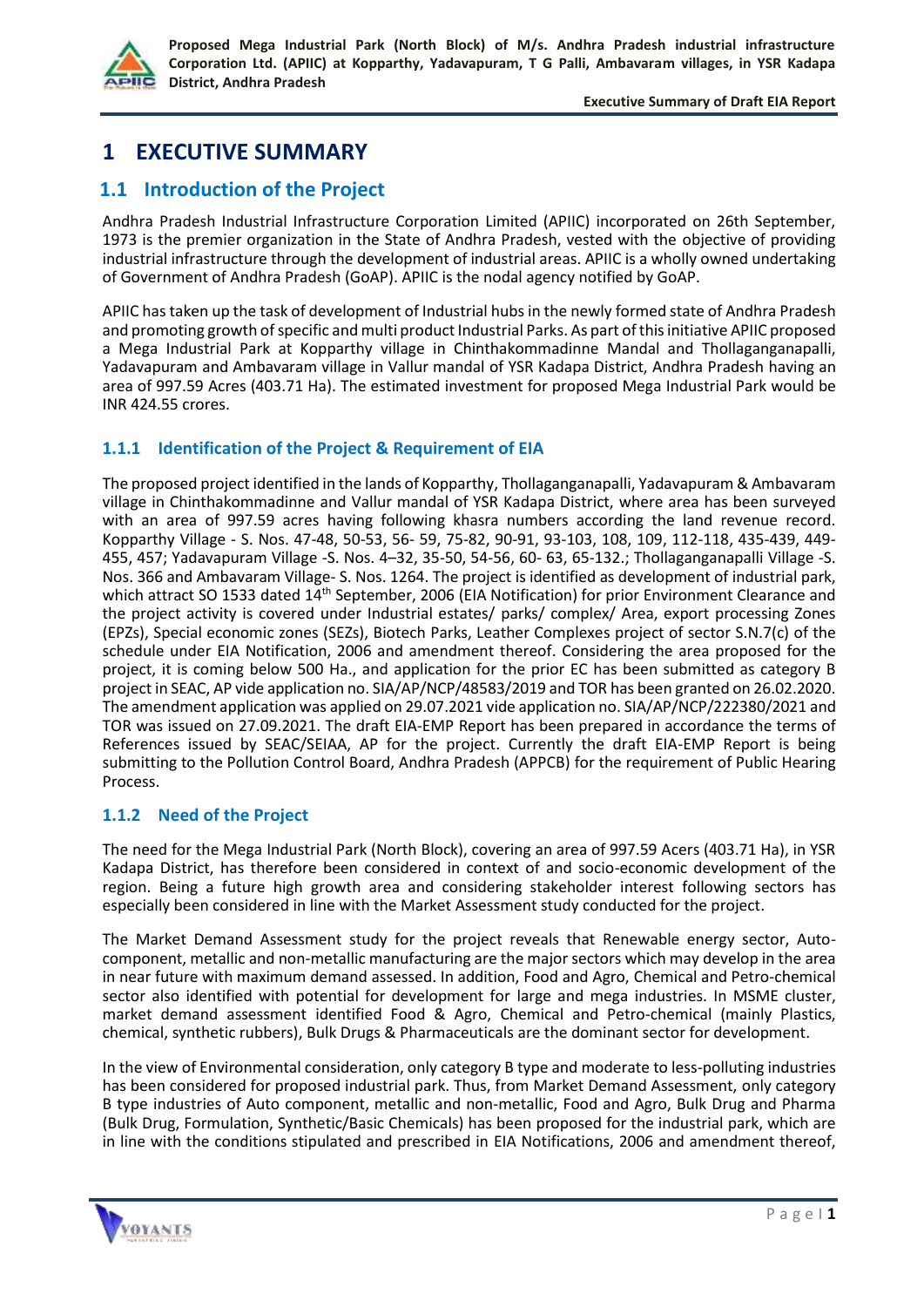# 1 EXECUTIVE SUMMARY

## 1.1 Introduction of the Project

Andhra Pradesh Industrial Infrastructure Corporation Limited (APIIC) incorporated on 26th September, 1973 is the premier organization in the State of Andhra Pradesh, vested with the objective of providing industrial infrastructure through the development of industrial areas. APIIC is a wholly owned undertaking of Government of Andhra Pradesh (GoAP). APIIC is the nodal agency notified by GoAP.

APIIC has taken up the task of development of Industrial hubs in the newly formed state of Andhra Pradesh and promoting growth of specific and multi product Industrial Parks. As part of this initiative APIIC proposed a Mega Industrial Park at Kopparthy village in Chinthakommadinne Mandal and Thollaganganapalli, Yadavapuram and Ambavaram village in Vallur mandal of YSR Kadapa District, Andhra Pradesh having an area of 997.59 Acres (403.71 Ha). The estimated investment for proposed Mega Industrial Park would be INR 424.55 crores.

### 1.1.1 Identification of the Project & Requirement of EIA

The proposed project identified in the lands of Kopparthy, Thollaganganapalli, Yadavapuram & Ambavaram village in Chinthakommadinne and Vallur mandal of YSR Kadapa District, where area has been surveyed with an area of 997.59 acres having following khasra numbers according the land revenue record. Kopparthy Village - S. Nos. 47-48, 50-53, 56- 59, 75-82, 90-91, 93-103, 108, 109, 112-118, 435-439, 449-455, 457; Yadavapuram Village -S. Nos. 4–32, 35-50, 54-56, 60- 63, 65-132.; Thollaganganapalli Village -S. Nos. 366 and Ambavaram Village- S. Nos. 1264. The project is identified as development of industrial park, which attract SO 1533 dated 14th September, 2006 (EIA Notification) for prior Environment Clearance and the project activity is covered under Industrial estates/ parks/ complex/ Area, export processing Zones (EPZs), Special economic zones (SEZs), Biotech Parks, Leather Complexes project of sector S.N.7(c) of the schedule under EIA Notification, 2006 and amendment thereof. Considering the area proposed for the project, it is coming below 500 Ha., and application for the prior EC has been submitted as category B project in SEAC, AP vide application no. SIA/AP/NCP/48583/2019 and TOR has been granted on 26.02.2020. The amendment application was applied on 29.07.2021 vide application no. SIA/AP/NCP/222380/2021 and TOR was issued on 27.09.2021. The draft EIA-EMP Report has been prepared in accordance the terms of References issued by SEAC/SEIAA, AP for the project. Currently the draft EIA-EMP Report is being submitting to the Pollution Control Board, Andhra Pradesh (APPCB) for the requirement of Public Hearing Process.

### 1.1.2 Need of the Project

The need for the Mega Industrial Park (North Block), covering an area of 997.59 Acers (403.71 Ha), in YSR Kadapa District, has therefore been considered in context of and socio-economic development of the region. Being a future high growth area and considering stakeholder interest following sectors has especially been considered in line with the Market Assessment study conducted for the project.

The Market Demand Assessment study for the project reveals that Renewable energy sector, Auto-component, metallic and non-metallic manufacturing are the major sectors which may develop in the area in near future with maximum demand assessed. In addition, Food and Agro, Chemical and Petro-chemical sector also identified with potential for development for large and mega industries. In MSME cluster, market demand assessment identified Food & Agro, Chemical and Petro-chemical (mainly Plastics, chemical, synthetic rubbers), Bulk Drugs & Pharmaceuticals are the dominant sector for development.

In the view of Environmental consideration, only category B type and moderate to less-polluting industries has been considered for proposed industrial park. Thus, from Market Demand Assessment, only category B type industries of Auto component, metallic and non-metallic, Food and Agro, Bulk Drug and Pharma (Bulk Drug, Formulation, Synthetic/Basic Chemicals) has been proposed for the industrial park, which are in line with the conditions stipulated and prescribed in EIA Notifications, 2006 and amendment thereof,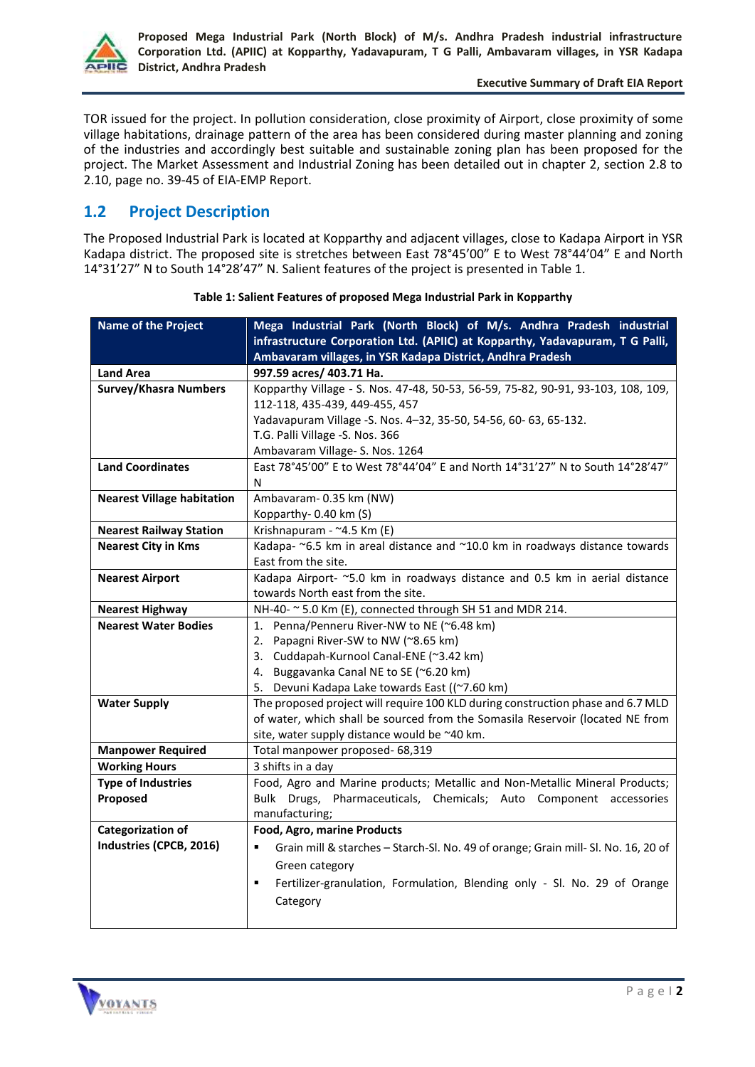TOR issued for the project. In pollution consideration, close proximity of Airport, close proximity of some village habitations, drainage pattern of the area has been considered during master planning and zoning of the industries and accordingly best suitable and sustainable zoning plan has been proposed for the project. The Market Assessment and Industrial Zoning has been detailed out in chapter 2, section 2.8 to 2.10, page no. 39-45 of EIA-EMP Report.

## 1.2 Project Description

The Proposed Industrial Park is located at Kopparthy and adjacent villages, close to Kadapa Airport in YSR Kadapa district. The proposed site is stretches between East 78°45'00" E to West 78°44'04" E and North 14°31'27" N to South 14°28'47" N. Salient features of the project is presented in Table 1.

**Table 1: Salient Features of proposed Mega Industrial Park in Kopparthy**

| Name of the Project | Mega Industrial Park (North Block) of M/s. Andhra Pradesh industrial infrastructure Corporation Ltd. (APIIC) at Kopparthy, Yadavapuram, T G Palli, Ambavaram villages, in YSR Kadapa District, Andhra Pradesh |
|---|---|
| **Land Area** | **997.59 acres/ 403.71 Ha.** |
| **Survey/Khasra Numbers** | Kopparthy Village - S. Nos. 47-48, 50-53, 56-59, 75-82, 90-91, 93-103, 108, 109, 112-118, 435-439, 449-455, 457<br>Yadavapuram Village -S. Nos. 4–32, 35-50, 54-56, 60- 63, 65-132.<br>T.G. Palli Village -S. Nos. 366<br>Ambavaram Village- S. Nos. 1264 |
| **Land Coordinates** | East 78°45'00" E to West 78°44'04" E and North 14°31'27" N to South 14°28'47" N |
| **Nearest Village habitation** | Ambavaram- 0.35 km (NW)<br>Kopparthy- 0.40 km (S) |
| **Nearest Railway Station** | Krishnapuram - ~4.5 Km (E) |
| **Nearest City in Kms** | Kadapa- ~6.5 km in areal distance and ~10.0 km in roadways distance towards East from the site. |
| **Nearest Airport** | Kadapa Airport- ~5.0 km in roadways distance and 0.5 km in aerial distance towards North east from the site. |
| **Nearest Highway** | NH-40- ~ 5.0 Km (E), connected through SH 51 and MDR 214. |
| **Nearest Water Bodies** | 1. Penna/Penneru River-NW to NE (~6.48 km)<br>2. Papagni River-SW to NW (~8.65 km)<br>3. Cuddapah-Kurnool Canal-ENE (~3.42 km)<br>4. Buggavanka Canal NE to SE (~6.20 km)<br>5. Devuni Kadapa Lake towards East ((~7.60 km) |
| **Water Supply** | The proposed project will require 100 KLD during construction phase and 6.7 MLD of water, which shall be sourced from the Somasila Reservoir (located NE from site, water supply distance would be ~40 km. |
| **Manpower Required** | Total manpower proposed- 68,319 |
| **Working Hours** | 3 shifts in a day |
| **Type of Industries Proposed** | Food, Agro and Marine products; Metallic and Non-Metallic Mineral Products; Bulk Drugs, Pharmaceuticals, Chemicals; Auto Component accessories manufacturing; |
| **Categorization of Industries (CPCB, 2016)** | **Food, Agro, marine Products**<br>▪ Grain mill & starches – Starch-Sl. No. 49 of orange; Grain mill- Sl. No. 16, 20 of Green category<br>▪ Fertilizer-granulation, Formulation, Blending only - Sl. No. 29 of Orange Category |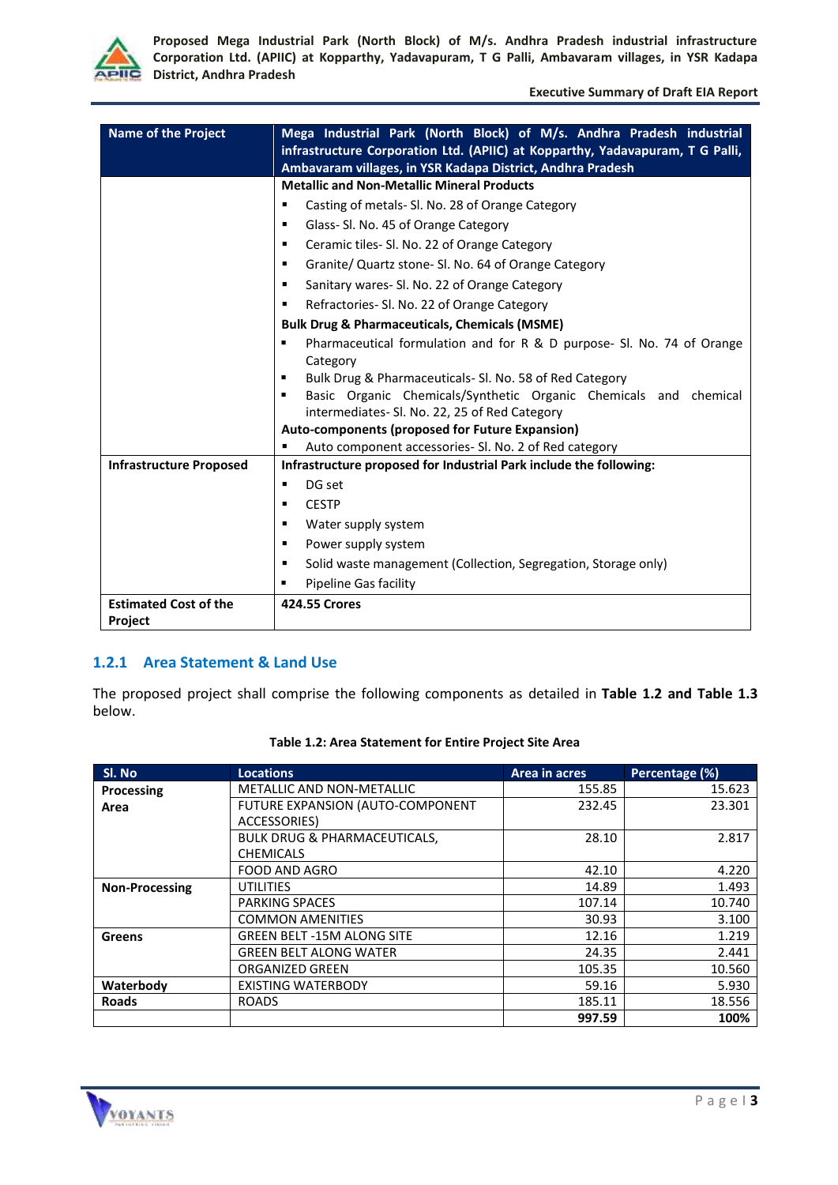| Name of the Project | Mega Industrial Park (North Block) of M/s. Andhra Pradesh industrial infrastructure Corporation Ltd. (APIIC) at Koppparthy, Yadavapuram, T G Palli, Ambavaram villages, in YSR Kadapa District, Andhra Pradesh |
|---|---|
| | **Metallic and Non-Metallic Mineral Products**<br>▪ Casting of metals- Sl. No. 28 of Orange Category<br>▪ Glass- Sl. No. 45 of Orange Category<br>▪ Ceramic tiles- Sl. No. 22 of Orange Category<br>▪ Granite/ Quartz stone- Sl. No. 64 of Orange Category<br>▪ Sanitary wares- Sl. No. 22 of Orange Category<br>▪ Refractories- Sl. No. 22 of Orange Category<br>**Bulk Drug & Pharmaceuticals, Chemicals (MSME)**<br>▪ Pharmaceutical formulation and for R & D purpose- Sl. No. 74 of Orange Category<br>▪ Bulk Drug & Pharmaceuticals- Sl. No. 58 of Red Category<br>▪ Basic Organic Chemicals/Synthetic Organic Chemicals and chemical intermediates- Sl. No. 22, 25 of Red Category<br>**Auto-components (proposed for Future Expansion)**<br>▪ Auto component accessories- Sl. No. 2 of Red category |
| **Infrastructure Proposed** | **Infrastructure proposed for Industrial Park include the following:**<br>▪ DG set<br>▪ CESTP<br>▪ Water supply system<br>▪ Power supply system<br>▪ Solid waste management (Collection, Segregation, Storage only)<br>▪ Pipeline Gas facility |
| **Estimated Cost of the Project** | **424.55 Crores** |

### 1.2.1 Area Statement & Land Use

The proposed project shall comprise the following components as detailed in **Table 1.2 and Table 1.3** below.

**Table 1.2: Area Statement for Entire Project Site Area**

| Sl. No | Locations | Area in acres | Percentage (%) |
|---|---|---|---|
| **Processing Area** | METALLIC AND NON-METALLIC | 155.85 | 15.623 |
| | FUTURE EXPANSION (AUTO-COMPONENT ACCESSORIES) | 232.45 | 23.301 |
| | BULK DRUG & PHARMACEUTICALS, CHEMICALS | 28.10 | 2.817 |
| | FOOD AND AGRO | 42.10 | 4.220 |
| **Non-Processing** | UTILITIES | 14.89 | 1.493 |
| | PARKING SPACES | 107.14 | 10.740 |
| | COMMON AMENITIES | 30.93 | 3.100 |
| **Greens** | GREEN BELT -15M ALONG SITE | 12.16 | 1.219 |
| | GREEN BELT ALONG WATER | 24.35 | 2.441 |
| | ORGANIZED GREEN | 105.35 | 10.560 |
| **Waterbody** | EXISTING WATERBODY | 59.16 | 5.930 |
| **Roads** | ROADS | 185.11 | 18.556 |
| | | **997.59** | **100%** |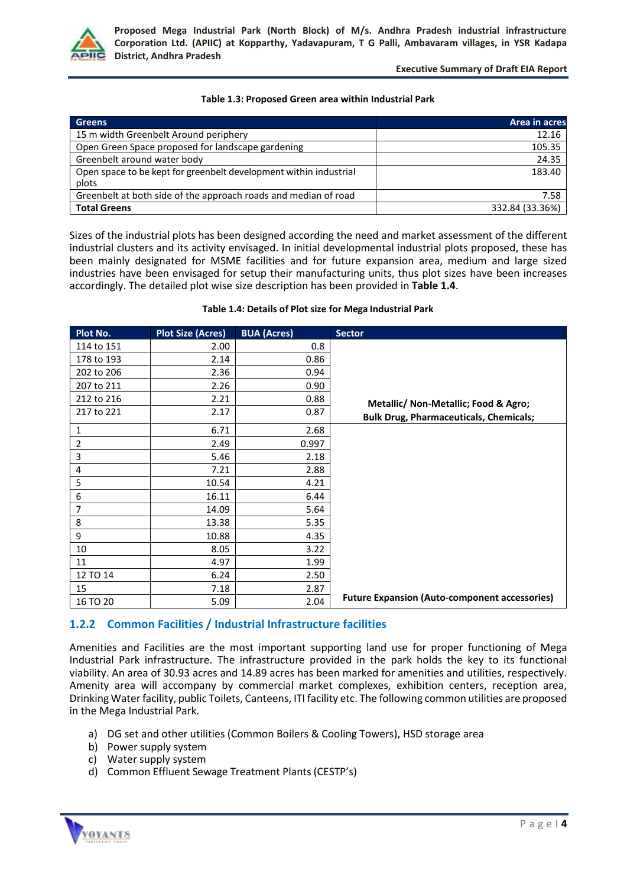**Table 1.3: Proposed Green area within Industrial Park**

| Greens | Area in acres |
|---|---|
| 15 m width Greenbelt Around periphery | 12.16 |
| Open Green Space proposed for landscape gardening | 105.35 |
| Greenbelt around water body | 24.35 |
| Open space to be kept for greenbelt development within industrial plots | 183.40 |
| Greenbelt at both side of the approach roads and median of road | 7.58 |
| **Total Greens** | 332.84 (33.36%) |

Sizes of the industrial plots has been designed according the need and market assessment of the different industrial clusters and its activity envisaged. In initial developmental industrial plots proposed, these has been mainly designated for MSME facilities and for future expansion area, medium and large sized industries have been envisaged for setup their manufacturing units, thus plot sizes have been increases accordingly. The detailed plot wise size description has been provided in **Table 1.4**.

**Table 1.4: Details of Plot size for Mega Industrial Park**

| Plot No. | Plot Size (Acres) | BUA (Acres) | Sector |
|---|---|---|---|
| 114 to 151 | 2.00 | 0.8 | **Metallic/ Non-Metallic; Food & Agro; Bulk Drug, Pharmaceuticals, Chemicals;** |
| 178 to 193 | 2.14 | 0.86 | |
| 202 to 206 | 2.36 | 0.94 | |
| 207 to 211 | 2.26 | 0.90 | |
| 212 to 216 | 2.21 | 0.88 | |
| 217 to 221 | 2.17 | 0.87 | |
| 1 | 6.71 | 2.68 | **Future Expansion (Auto-component accessories)** |
| 2 | 2.49 | 0.997 | |
| 3 | 5.46 | 2.18 | |
| 4 | 7.21 | 2.88 | |
| 5 | 10.54 | 4.21 | |
| 6 | 16.11 | 6.44 | |
| 7 | 14.09 | 5.64 | |
| 8 | 13.38 | 5.35 | |
| 9 | 10.88 | 4.35 | |
| 10 | 8.05 | 3.22 | |
| 11 | 4.97 | 1.99 | |
| 12 TO 14 | 6.24 | 2.50 | |
| 15 | 7.18 | 2.87 | |
| 16 TO 20 | 5.09 | 2.04 | |

### 1.2.2 Common Facilities / Industrial Infrastructure facilities

Amenities and Facilities are the most important supporting land use for proper functioning of Mega Industrial Park infrastructure. The infrastructure provided in the park holds the key to its functional viability. An area of 30.93 acres and 14.89 acres has been marked for amenities and utilities, respectively. Amenity area will accompany by commercial market complexes, exhibition centers, reception area, Drinking Water facility, public Toilets, Canteens, ITI facility etc. The following common utilities are proposed in the Mega Industrial Park.

a) DG set and other utilities (Common Boilers & Cooling Towers), HSD storage area
b) Power supply system
c) Water supply system
d) Common Effluent Sewage Treatment Plants (CESTP's)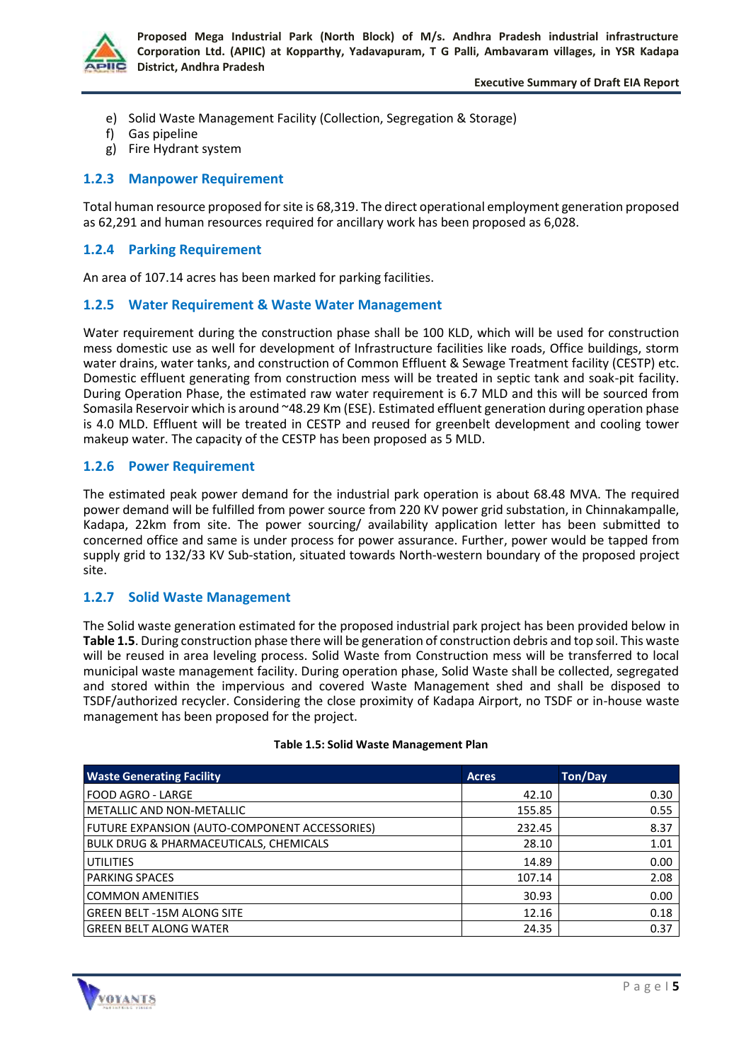e) Solid Waste Management Facility (Collection, Segregation & Storage)
f) Gas pipeline
g) Fire Hydrant system

### 1.2.3 Manpower Requirement

Total human resource proposed for site is 68,319. The direct operational employment generation proposed as 62,291 and human resources required for ancillary work has been proposed as 6,028.

### 1.2.4 Parking Requirement

An area of 107.14 acres has been marked for parking facilities.

### 1.2.5 Water Requirement & Waste Water Management

Water requirement during the construction phase shall be 100 KLD, which will be used for construction mess domestic use as well for development of Infrastructure facilities like roads, Office buildings, storm water drains, water tanks, and construction of Common Effluent & Sewage Treatment facility (CESTP) etc. Domestic effluent generating from construction mess will be treated in septic tank and soak-pit facility. During Operation Phase, the estimated raw water requirement is 6.7 MLD and this will be sourced from Somasila Reservoir which is around ~48.29 Km (ESE). Estimated effluent generation during operation phase is 4.0 MLD. Effluent will be treated in CESTP and reused for greenbelt development and cooling tower makeup water. The capacity of the CESTP has been proposed as 5 MLD.

### 1.2.6 Power Requirement

The estimated peak power demand for the industrial park operation is about 68.48 MVA. The required power demand will be fulfilled from power source from 220 KV power grid substation, in Chinnakampalle, Kadapa, 22km from site. The power sourcing/ availability application letter has been submitted to concerned office and same is under process for power assurance. Further, power would be tapped from supply grid to 132/33 KV Sub-station, situated towards North-western boundary of the proposed project site.

### 1.2.7 Solid Waste Management

The Solid waste generation estimated for the proposed industrial park project has been provided below in **Table 1.5**. During construction phase there will be generation of construction debris and top soil. This waste will be reused in area leveling process. Solid Waste from Construction mess will be transferred to local municipal waste management facility. During operation phase, Solid Waste shall be collected, segregated and stored within the impervious and covered Waste Management shed and shall be disposed to TSDF/authorized recycler. Considering the close proximity of Kadapa Airport, no TSDF or in-house waste management has been proposed for the project.

**Table 1.5: Solid Waste Management Plan**

| Waste Generating Facility | Acres | Ton/Day |
|---|---|---|
| FOOD AGRO - LARGE | 42.10 | 0.30 |
| METALLIC AND NON-METALLIC | 155.85 | 0.55 |
| FUTURE EXPANSION (AUTO-COMPONENT ACCESSORIES) | 232.45 | 8.37 |
| BULK DRUG & PHARMACEUTICALS, CHEMICALS | 28.10 | 1.01 |
| UTILITIES | 14.89 | 0.00 |
| PARKING SPACES | 107.14 | 2.08 |
| COMMON AMENITIES | 30.93 | 0.00 |
| GREEN BELT -15M ALONG SITE | 12.16 | 0.18 |
| GREEN BELT ALONG WATER | 24.35 | 0.37 |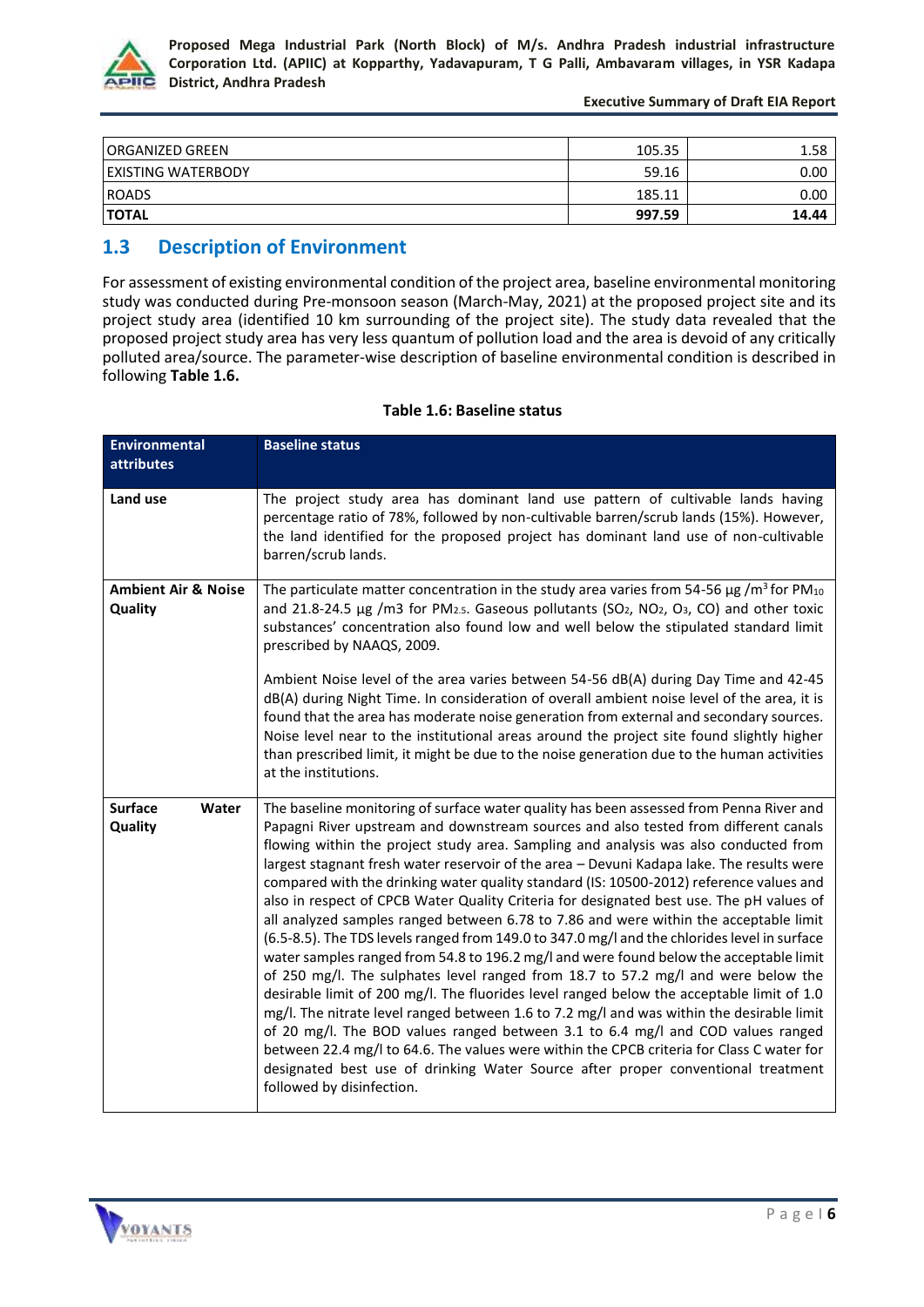| ORGANIZED GREEN | 105.35 | 1.58 |
|---|---|---|
| EXISTING WATERBODY | 59.16 | 0.00 |
| ROADS | 185.11 | 0.00 |
| **TOTAL** | **997.59** | **14.44** |

## 1.3 Description of Environment

For assessment of existing environmental condition of the project area, baseline environmental monitoring study was conducted during Pre-monsoon season (March-May, 2021) at the proposed project site and its project study area (identified 10 km surrounding of the project site). The study data revealed that the proposed project study area has very less quantum of pollution load and the area is devoid of any critically polluted area/source. The parameter-wise description of baseline environmental condition is described in following **Table 1.6.**

**Table 1.6: Baseline status**

| Environmental attributes | Baseline status |
|---|---|
| **Land use** | The project study area has dominant land use pattern of cultivable lands having percentage ratio of 78%, followed by non-cultivable barren/scrub lands (15%). However, the land identified for the proposed project has dominant land use of non-cultivable barren/scrub lands. |
| **Ambient Air & Noise Quality** | The particulate matter concentration in the study area varies from 54-56 µg /m$^3$ for $PM_{10}$ and 21.8-24.5 µg /m3 for $PM_{2.5}$. Gaseous pollutants ($SO_2$, $NO_2$, $O_3$, CO) and other toxic substances' concentration also found low and well below the stipulated standard limit prescribed by NAAQS, 2009.<br><br>Ambient Noise level of the area varies between 54-56 dB(A) during Day Time and 42-45 dB(A) during Night Time. In consideration of overall ambient noise level of the area, it is found that the area has moderate noise generation from external and secondary sources. Noise level near to the institutional areas around the project site found slightly higher than prescribed limit, it might be due to the noise generation due to the human activities at the institutions. |
| **Surface Water Quality** | The baseline monitoring of surface water quality has been assessed from Penna River and Papagni River upstream and downstream sources and also tested from different canals flowing within the project study area. Sampling and analysis was also conducted from largest stagnant fresh water reservoir of the area – Devuni Kadapa lake. The results were compared with the drinking water quality standard (IS: 10500-2012) reference values and also in respect of CPCB Water Quality Criteria for designated best use. The pH values of all analyzed samples ranged between 6.78 to 7.86 and were within the acceptable limit (6.5-8.5). The TDS levels ranged from 149.0 to 347.0 mg/l and the chlorides level in surface water samples ranged from 54.8 to 196.2 mg/l and were found below the acceptable limit of 250 mg/l. The sulphates level ranged from 18.7 to 57.2 mg/l and were below the desirable limit of 200 mg/l. The fluorides level ranged below the acceptable limit of 1.0 mg/l. The nitrate level ranged between 1.6 to 7.2 mg/l and was within the desirable limit of 20 mg/l. The BOD values ranged between 3.1 to 6.4 mg/l and COD values ranged between 22.4 mg/l to 64.6. The values were within the CPCB criteria for Class C water for designated best use of drinking Water Source after proper conventional treatment followed by disinfection. |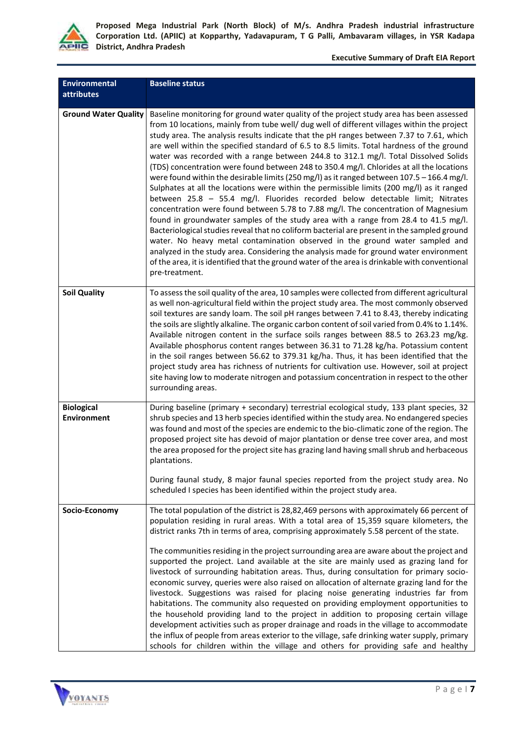| Environmental attributes | Baseline status |
|---|---|
| **Ground Water Quality** | Baseline monitoring for ground water quality of the project study area has been assessed from 10 locations, mainly from tube well/ dug well of different villages within the project study area. The analysis results indicate that the pH ranges between 7.37 to 7.61, which are well within the specified standard of 6.5 to 8.5 limits. Total hardness of the ground water was recorded with a range between 244.8 to 312.1 mg/l. Total Dissolved Solids (TDS) concentration were found between 248 to 350.4 mg/l. Chlorides at all the locations were found within the desirable limits (250 mg/l) as it ranged between 107.5 – 166.4 mg/l. Sulphates at all the locations were within the permissible limits (200 mg/l) as it ranged between 25.8 – 55.4 mg/l. Fluorides recorded below detectable limit; Nitrates concentration were found between 5.78 to 7.88 mg/l. The concentration of Magnesium found in groundwater samples of the study area with a range from 28.4 to 41.5 mg/l. Bacteriological studies reveal that no coliform bacterial are present in the sampled ground water. No heavy metal contamination observed in the ground water sampled and analyzed in the study area. Considering the analysis made for ground water environment of the area, it is identified that the ground water of the area is drinkable with conventional pre-treatment. |
| **Soil Quality** | To assess the soil quality of the area, 10 samples were collected from different agricultural as well non-agricultural field within the project study area. The most commonly observed soil textures are sandy loam. The soil pH ranges between 7.41 to 8.43, thereby indicating the soils are slightly alkaline. The organic carbon content of soil varied from 0.4% to 1.14%. Available nitrogen content in the surface soils ranges between 88.5 to 263.23 mg/kg. Available phosphorus content ranges between 36.31 to 71.28 kg/ha. Potassium content in the soil ranges between 56.62 to 379.31 kg/ha. Thus, it has been identified that the project study area has richness of nutrients for cultivation use. However, soil at project site having low to moderate nitrogen and potassium concentration in respect to the other surrounding areas. |
| **Biological Environment** | During baseline (primary + secondary) terrestrial ecological study, 133 plant species, 32 shrub species and 13 herb species identified within the study area. No endangered species was found and most of the species are endemic to the bio-climatic zone of the region. The proposed project site has devoid of major plantation or dense tree cover area, and most the area proposed for the project site has grazing land having small shrub and herbaceous plantations.<br><br>During faunal study, 8 major faunal species reported from the project study area. No scheduled I species has been identified within the project study area. |
| **Socio-Economy** | The total population of the district is 28,82,469 persons with approximately 66 percent of population residing in rural areas. With a total area of 15,359 square kilometers, the district ranks 7th in terms of area, comprising approximately 5.58 percent of the state.<br><br>The communities residing in the project surrounding area are aware about the project and supported the project. Land available at the site are mainly used as grazing land for livestock of surrounding habitation areas. Thus, during consultation for primary socio-economic survey, queries were also raised on allocation of alternate grazing land for the livestock. Suggestions was raised for placing noise generating industries far from habitations. The community also requested on providing employment opportunities to the household providing land to the project in addition to proposing certain village development activities such as proper drainage and roads in the village to accommodate the influx of people from areas exterior to the village, safe drinking water supply, primary schools for children within the village and others for providing safe and healthy |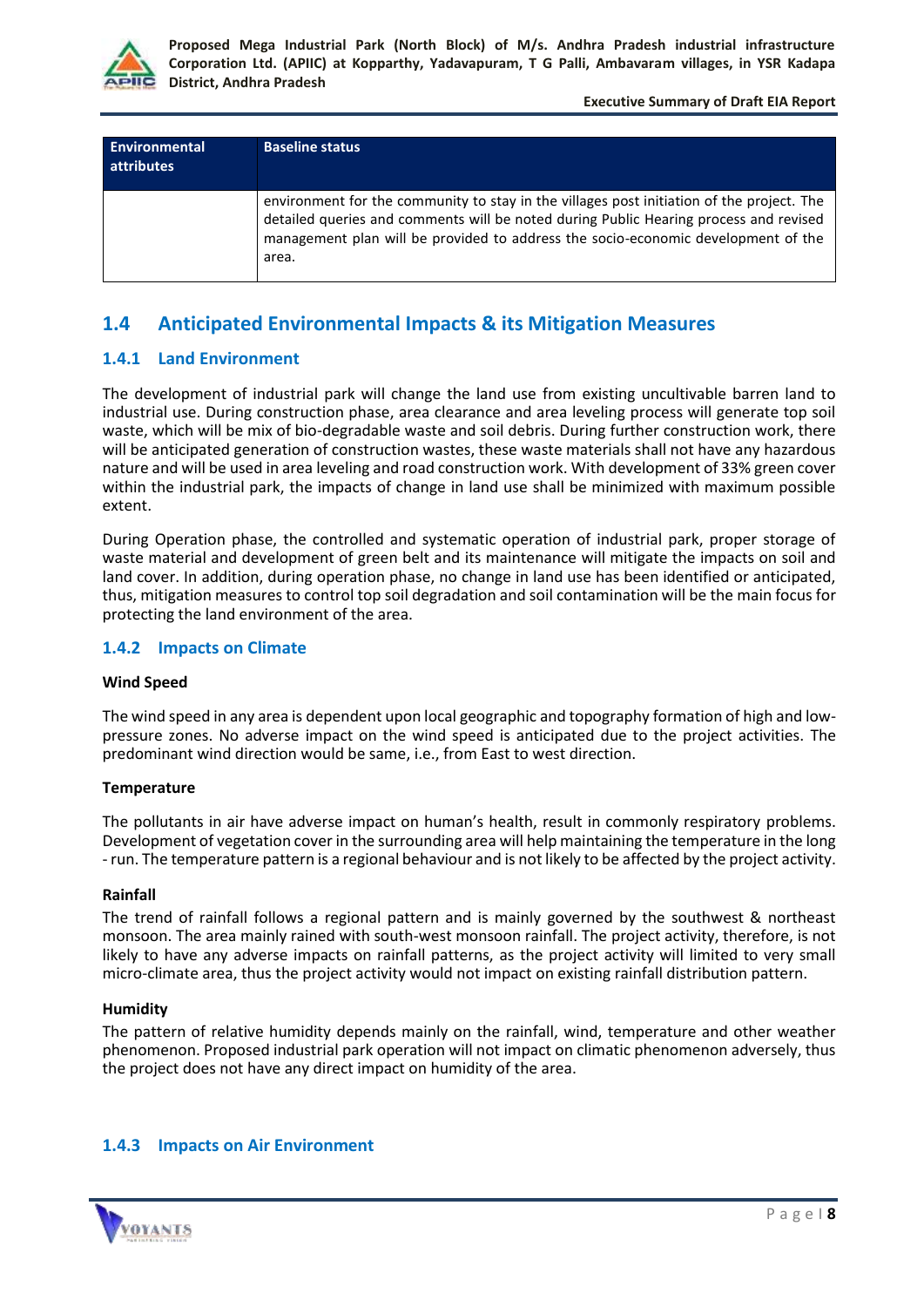| Environmental attributes | Baseline status |
|---|---|
| | environment for the community to stay in the villages post initiation of the project. The detailed queries and comments will be noted during Public Hearing process and revised management plan will be provided to address the socio-economic development of the area. |

## 1.4 Anticipated Environmental Impacts & its Mitigation Measures

### 1.4.1 Land Environment

The development of industrial park will change the land use from existing uncultivable barren land to industrial use. During construction phase, area clearance and area leveling process will generate top soil waste, which will be mix of bio-degradable waste and soil debris. During further construction work, there will be anticipated generation of construction wastes, these waste materials shall not have any hazardous nature and will be used in area leveling and road construction work. With development of 33% green cover within the industrial park, the impacts of change in land use shall be minimized with maximum possible extent.

During Operation phase, the controlled and systematic operation of industrial park, proper storage of waste material and development of green belt and its maintenance will mitigate the impacts on soil and land cover. In addition, during operation phase, no change in land use has been identified or anticipated, thus, mitigation measures to control top soil degradation and soil contamination will be the main focus for protecting the land environment of the area.

### 1.4.2 Impacts on Climate

**Wind Speed**

The wind speed in any area is dependent upon local geographic and topography formation of high and low-pressure zones. No adverse impact on the wind speed is anticipated due to the project activities. The predominant wind direction would be same, i.e., from East to west direction.

**Temperature**

The pollutants in air have adverse impact on human's health, result in commonly respiratory problems. Development of vegetation cover in the surrounding area will help maintaining the temperature in the long - run. The temperature pattern is a regional behaviour and is not likely to be affected by the project activity.

**Rainfall**

The trend of rainfall follows a regional pattern and is mainly governed by the southwest & northeast monsoon. The area mainly rained with south-west monsoon rainfall. The project activity, therefore, is not likely to have any adverse impacts on rainfall patterns, as the project activity will limited to very small micro-climate area, thus the project activity would not impact on existing rainfall distribution pattern.

**Humidity**

The pattern of relative humidity depends mainly on the rainfall, wind, temperature and other weather phenomenon. Proposed industrial park operation will not impact on climatic phenomenon adversely, thus the project does not have any direct impact on humidity of the area.

### 1.4.3 Impacts on Air Environment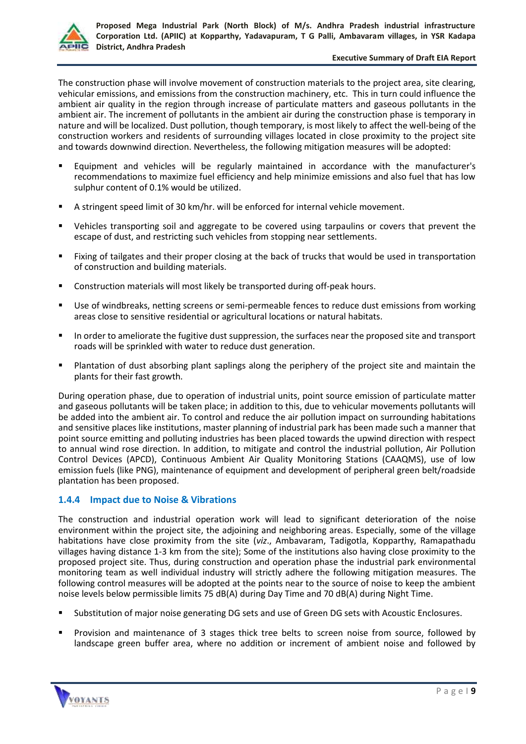The construction phase will involve movement of construction materials to the project area, site clearing, vehicular emissions, and emissions from the construction machinery, etc. This in turn could influence the ambient air quality in the region through increase of particulate matters and gaseous pollutants in the ambient air. The increment of pollutants in the ambient air during the construction phase is temporary in nature and will be localized. Dust pollution, though temporary, is most likely to affect the well-being of the construction workers and residents of surrounding villages located in close proximity to the project site and towards downwind direction. Nevertheless, the following mitigation measures will be adopted:

- Equipment and vehicles will be regularly maintained in accordance with the manufacturer's recommendations to maximize fuel efficiency and help minimize emissions and also fuel that has low sulphur content of 0.1% would be utilized.
- A stringent speed limit of 30 km/hr. will be enforced for internal vehicle movement.
- Vehicles transporting soil and aggregate to be covered using tarpaulins or covers that prevent the escape of dust, and restricting such vehicles from stopping near settlements.
- Fixing of tailgates and their proper closing at the back of trucks that would be used in transportation of construction and building materials.
- Construction materials will most likely be transported during off-peak hours.
- Use of windbreaks, netting screens or semi-permeable fences to reduce dust emissions from working areas close to sensitive residential or agricultural locations or natural habitats.
- In order to ameliorate the fugitive dust suppression, the surfaces near the proposed site and transport roads will be sprinkled with water to reduce dust generation.
- Plantation of dust absorbing plant saplings along the periphery of the project site and maintain the plants for their fast growth.

During operation phase, due to operation of industrial units, point source emission of particulate matter and gaseous pollutants will be taken place; in addition to this, due to vehicular movements pollutants will be added into the ambient air. To control and reduce the air pollution impact on surrounding habitations and sensitive places like institutions, master planning of industrial park has been made such a manner that point source emitting and polluting industries has been placed towards the upwind direction with respect to annual wind rose direction. In addition, to mitigate and control the industrial pollution, Air Pollution Control Devices (APCD), Continuous Ambient Air Quality Monitoring Stations (CAAQMS), use of low emission fuels (like PNG), maintenance of equipment and development of peripheral green belt/roadside plantation has been proposed.

### 1.4.4 Impact due to Noise & Vibrations

The construction and industrial operation work will lead to significant deterioration of the noise environment within the project site, the adjoining and neighboring areas. Especially, some of the village habitations have close proximity from the site (*viz*., Ambavaram, Tadigotla, Kopparthy, Ramapathadu villages having distance 1-3 km from the site); Some of the institutions also having close proximity to the proposed project site. Thus, during construction and operation phase the industrial park environmental monitoring team as well individual industry will strictly adhere the following mitigation measures. The following control measures will be adopted at the points near to the source of noise to keep the ambient noise levels below permissible limits 75 dB(A) during Day Time and 70 dB(A) during Night Time.

- Substitution of major noise generating DG sets and use of Green DG sets with Acoustic Enclosures.
- Provision and maintenance of 3 stages thick tree belts to screen noise from source, followed by landscape green buffer area, where no addition or increment of ambient noise and followed by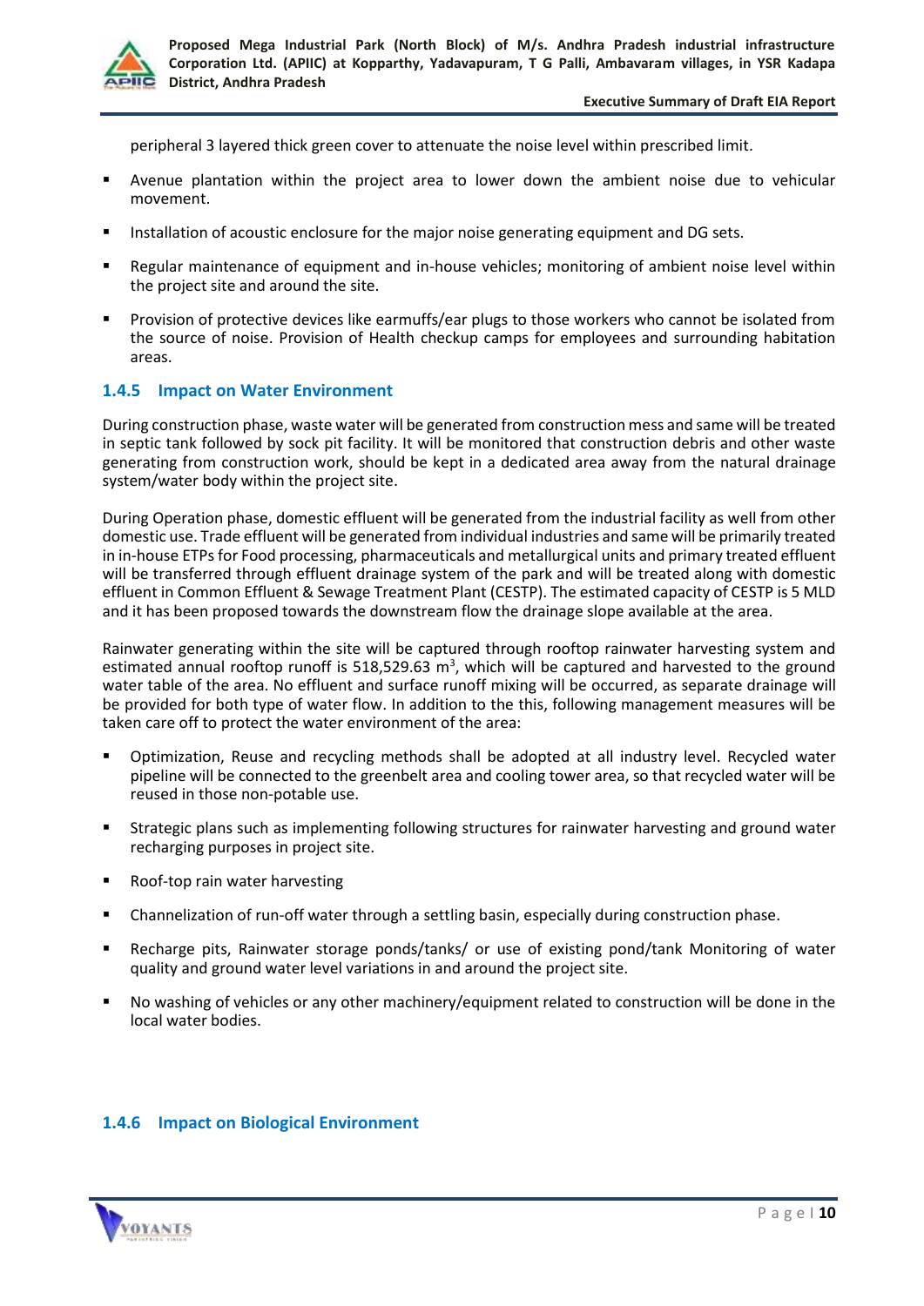peripheral 3 layered thick green cover to attenuate the noise level within prescribed limit.

- Avenue plantation within the project area to lower down the ambient noise due to vehicular movement.
- Installation of acoustic enclosure for the major noise generating equipment and DG sets.
- Regular maintenance of equipment and in-house vehicles; monitoring of ambient noise level within the project site and around the site.
- Provision of protective devices like earmuffs/ear plugs to those workers who cannot be isolated from the source of noise. Provision of Health checkup camps for employees and surrounding habitation areas.

### 1.4.5 Impact on Water Environment

During construction phase, waste water will be generated from construction mess and same will be treated in septic tank followed by sock pit facility. It will be monitored that construction debris and other waste generating from construction work, should be kept in a dedicated area away from the natural drainage system/water body within the project site.

During Operation phase, domestic effluent will be generated from the industrial facility as well from other domestic use. Trade effluent will be generated from individual industries and same will be primarily treated in in-house ETPs for Food processing, pharmaceuticals and metallurgical units and primary treated effluent will be transferred through effluent drainage system of the park and will be treated along with domestic effluent in Common Effluent & Sewage Treatment Plant (CESTP). The estimated capacity of CESTP is 5 MLD and it has been proposed towards the downstream flow the drainage slope available at the area.

Rainwater generating within the site will be captured through rooftop rainwater harvesting system and estimated annual rooftop runoff is 518,529.63 $m^3$, which will be captured and harvested to the ground water table of the area. No effluent and surface runoff mixing will be occurred, as separate drainage will be provided for both type of water flow. In addition to the this, following management measures will be taken care off to protect the water environment of the area:

- Optimization, Reuse and recycling methods shall be adopted at all industry level. Recycled water pipeline will be connected to the greenbelt area and cooling tower area, so that recycled water will be reused in those non-potable use.
- Strategic plans such as implementing following structures for rainwater harvesting and ground water recharging purposes in project site.
- Roof-top rain water harvesting
- Channelization of run-off water through a settling basin, especially during construction phase.
- Recharge pits, Rainwater storage ponds/tanks/ or use of existing pond/tank Monitoring of water quality and ground water level variations in and around the project site.
- No washing of vehicles or any other machinery/equipment related to construction will be done in the local water bodies.

### 1.4.6 Impact on Biological Environment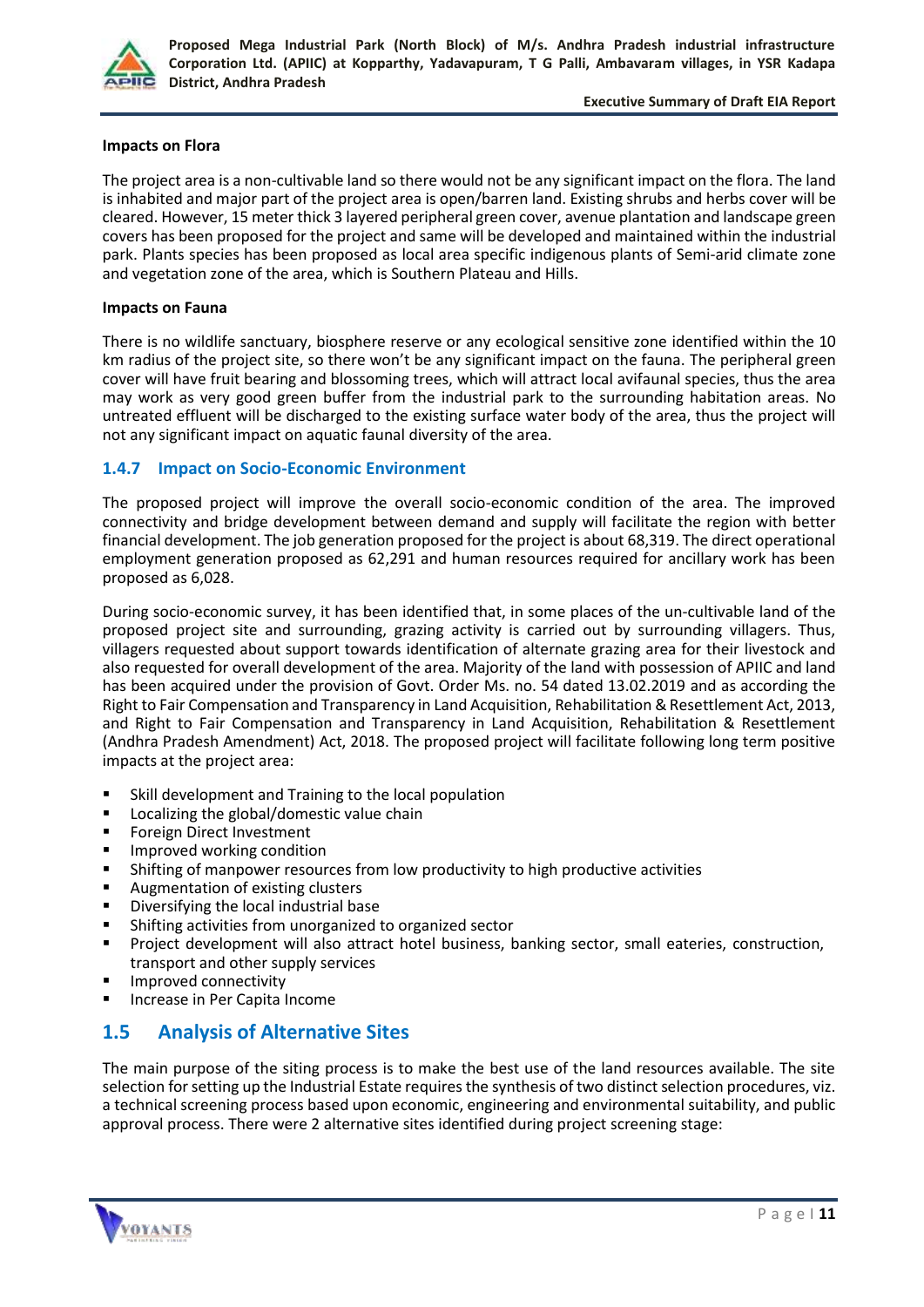**Impacts on Flora**

The project area is a non-cultivable land so there would not be any significant impact on the flora. The land is inhabited and major part of the project area is open/barren land. Existing shrubs and herbs cover will be cleared. However, 15 meter thick 3 layered peripheral green cover, avenue plantation and landscape green covers has been proposed for the project and same will be developed and maintained within the industrial park. Plants species has been proposed as local area specific indigenous plants of Semi-arid climate zone and vegetation zone of the area, which is Southern Plateau and Hills.

**Impacts on Fauna**

There is no wildlife sanctuary, biosphere reserve or any ecological sensitive zone identified within the 10 km radius of the project site, so there won't be any significant impact on the fauna. The peripheral green cover will have fruit bearing and blossoming trees, which will attract local avifaunal species, thus the area may work as very good green buffer from the industrial park to the surrounding habitation areas. No untreated effluent will be discharged to the existing surface water body of the area, thus the project will not any significant impact on aquatic faunal diversity of the area.

### 1.4.7 Impact on Socio-Economic Environment

The proposed project will improve the overall socio-economic condition of the area. The improved connectivity and bridge development between demand and supply will facilitate the region with better financial development. The job generation proposed for the project is about 68,319. The direct operational employment generation proposed as 62,291 and human resources required for ancillary work has been proposed as 6,028.

During socio-economic survey, it has been identified that, in some places of the un-cultivable land of the proposed project site and surrounding, grazing activity is carried out by surrounding villagers. Thus, villagers requested about support towards identification of alternate grazing area for their livestock and also requested for overall development of the area. Majority of the land with possession of APIIC and land has been acquired under the provision of Govt. Order Ms. no. 54 dated 13.02.2019 and as according the Right to Fair Compensation and Transparency in Land Acquisition, Rehabilitation & Resettlement Act, 2013, and Right to Fair Compensation and Transparency in Land Acquisition, Rehabilitation & Resettlement (Andhra Pradesh Amendment) Act, 2018. The proposed project will facilitate following long term positive impacts at the project area:

- Skill development and Training to the local population
- Localizing the global/domestic value chain
- Foreign Direct Investment
- Improved working condition
- Shifting of manpower resources from low productivity to high productive activities
- Augmentation of existing clusters
- Diversifying the local industrial base
- Shifting activities from unorganized to organized sector
- Project development will also attract hotel business, banking sector, small eateries, construction, transport and other supply services
- Improved connectivity
- Increase in Per Capita Income

## 1.5 Analysis of Alternative Sites

The main purpose of the siting process is to make the best use of the land resources available. The site selection for setting up the Industrial Estate requires the synthesis of two distinct selection procedures, viz. a technical screening process based upon economic, engineering and environmental suitability, and public approval process. There were 2 alternative sites identified during project screening stage: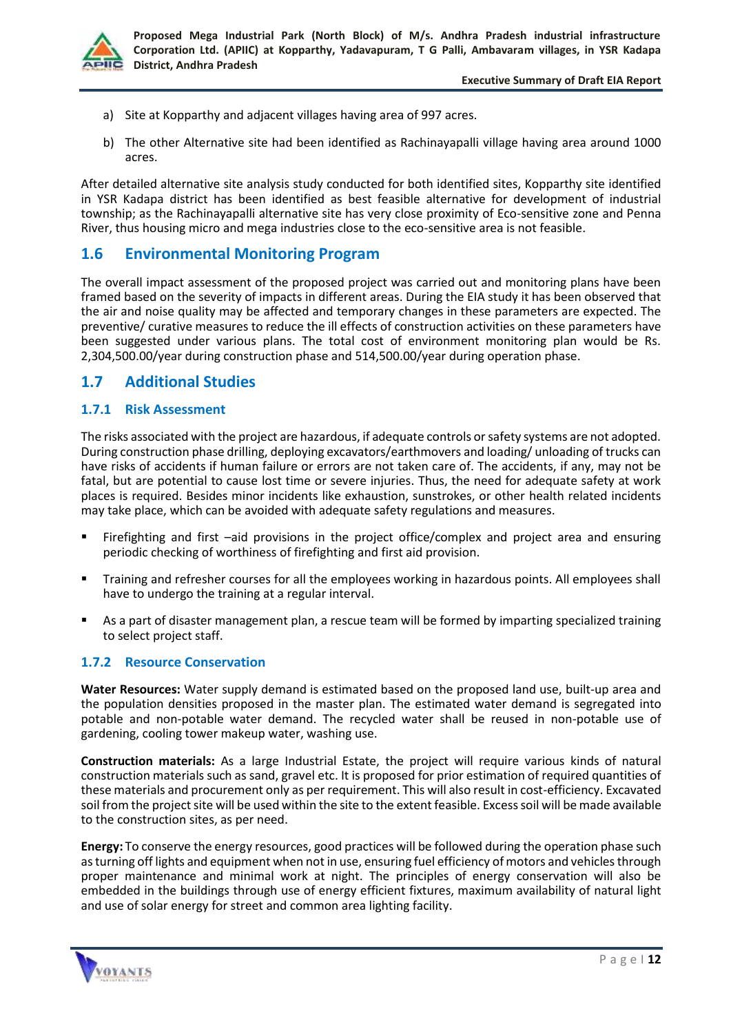a) Site at Kopparthy and adjacent villages having area of 997 acres.

b) The other Alternative site had been identified as Rachinayapalli village having area around 1000 acres.

After detailed alternative site analysis study conducted for both identified sites, Kopparthy site identified in YSR Kadapa district has been identified as best feasible alternative for development of industrial township; as the Rachinayapalli alternative site has very close proximity of Eco-sensitive zone and Penna River, thus housing micro and mega industries close to the eco-sensitive area is not feasible.

## 1.6 Environmental Monitoring Program

The overall impact assessment of the proposed project was carried out and monitoring plans have been framed based on the severity of impacts in different areas. During the EIA study it has been observed that the air and noise quality may be affected and temporary changes in these parameters are expected. The preventive/ curative measures to reduce the ill effects of construction activities on these parameters have been suggested under various plans. The total cost of environment monitoring plan would be Rs. 2,304,500.00/year during construction phase and 514,500.00/year during operation phase.

## 1.7 Additional Studies

### 1.7.1 Risk Assessment

The risks associated with the project are hazardous, if adequate controls or safety systems are not adopted. During construction phase drilling, deploying excavators/earthmovers and loading/ unloading of trucks can have risks of accidents if human failure or errors are not taken care of. The accidents, if any, may not be fatal, but are potential to cause lost time or severe injuries. Thus, the need for adequate safety at work places is required. Besides minor incidents like exhaustion, sunstrokes, or other health related incidents may take place, which can be avoided with adequate safety regulations and measures.

- Firefighting and first –aid provisions in the project office/complex and project area and ensuring periodic checking of worthiness of firefighting and first aid provision.
- Training and refresher courses for all the employees working in hazardous points. All employees shall have to undergo the training at a regular interval.
- As a part of disaster management plan, a rescue team will be formed by imparting specialized training to select project staff.

### 1.7.2 Resource Conservation

**Water Resources:** Water supply demand is estimated based on the proposed land use, built-up area and the population densities proposed in the master plan. The estimated water demand is segregated into potable and non-potable water demand. The recycled water shall be reused in non-potable use of gardening, cooling tower makeup water, washing use.

**Construction materials:** As a large Industrial Estate, the project will require various kinds of natural construction materials such as sand, gravel etc. It is proposed for prior estimation of required quantities of these materials and procurement only as per requirement. This will also result in cost-efficiency. Excavated soil from the project site will be used within the site to the extent feasible. Excess soil will be made available to the construction sites, as per need.

**Energy:** To conserve the energy resources, good practices will be followed during the operation phase such as turning off lights and equipment when not in use, ensuring fuel efficiency of motors and vehicles through proper maintenance and minimal work at night. The principles of energy conservation will also be embedded in the buildings through use of energy efficient fixtures, maximum availability of natural light and use of solar energy for street and common area lighting facility.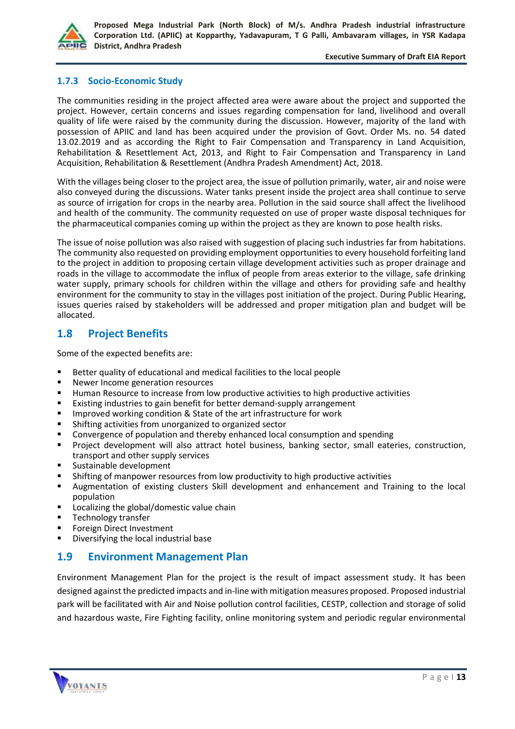### 1.7.3 Socio-Economic Study

The communities residing in the project affected area were aware about the project and supported the project. However, certain concerns and issues regarding compensation for land, livelihood and overall quality of life were raised by the community during the discussion. However, majority of the land with possession of APIIC and land has been acquired under the provision of Govt. Order Ms. no. 54 dated 13.02.2019 and as according the Right to Fair Compensation and Transparency in Land Acquisition, Rehabilitation & Resettlement Act, 2013, and Right to Fair Compensation and Transparency in Land Acquisition, Rehabilitation & Resettlement (Andhra Pradesh Amendment) Act, 2018.

With the villages being closer to the project area, the issue of pollution primarily, water, air and noise were also conveyed during the discussions. Water tanks present inside the project area shall continue to serve as source of irrigation for crops in the nearby area. Pollution in the said source shall affect the livelihood and health of the community. The community requested on use of proper waste disposal techniques for the pharmaceutical companies coming up within the project as they are known to pose health risks.

The issue of noise pollution was also raised with suggestion of placing such industries far from habitations. The community also requested on providing employment opportunities to every household forfeiting land to the project in addition to proposing certain village development activities such as proper drainage and roads in the village to accommodate the influx of people from areas exterior to the village, safe drinking water supply, primary schools for children within the village and others for providing safe and healthy environment for the community to stay in the villages post initiation of the project. During Public Hearing, issues queries raised by stakeholders will be addressed and proper mitigation plan and budget will be allocated.

## 1.8 Project Benefits

Some of the expected benefits are:

- Better quality of educational and medical facilities to the local people
- Newer Income generation resources
- Human Resource to increase from low productive activities to high productive activities
- Existing industries to gain benefit for better demand-supply arrangement
- Improved working condition & State of the art infrastructure for work
- Shifting activities from unorganized to organized sector
- Convergence of population and thereby enhanced local consumption and spending
- Project development will also attract hotel business, banking sector, small eateries, construction, transport and other supply services
- Sustainable development
- Shifting of manpower resources from low productivity to high productive activities
- Augmentation of existing clusters Skill development and enhancement and Training to the local population
- Localizing the global/domestic value chain
- Technology transfer
- Foreign Direct Investment
- Diversifying the local industrial base

## 1.9 Environment Management Plan

Environment Management Plan for the project is the result of impact assessment study. It has been designed against the predicted impacts and in-line with mitigation measures proposed. Proposed industrial park will be facilitated with Air and Noise pollution control facilities, CESTP, collection and storage of solid and hazardous waste, Fire Fighting facility, online monitoring system and periodic regular environmental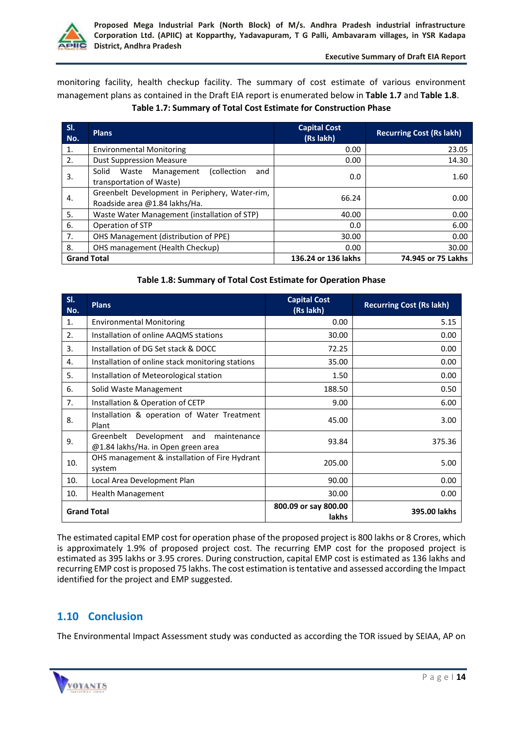monitoring facility, health checkup facility. The summary of cost estimate of various environment management plans as contained in the Draft EIA report is enumerated below in **Table 1.7** and **Table 1.8**.

**Table 1.7: Summary of Total Cost Estimate for Construction Phase**

| Sl. No. | Plans | Capital Cost (Rs lakh) | Recurring Cost (Rs lakh) |
|---|---|---|---|
| 1. | Environmental Monitoring | 0.00 | 23.05 |
| 2. | Dust Suppression Measure | 0.00 | 14.30 |
| 3. | Solid Waste Management (collection and transportation of Waste) | 0.0 | 1.60 |
| 4. | Greenbelt Development in Periphery, Water-rim, Roadside area @1.84 lakhs/Ha. | 66.24 | 0.00 |
| 5. | Waste Water Management (installation of STP) | 40.00 | 0.00 |
| 6. | Operation of STP | 0.0 | 6.00 |
| 7. | OHS Management (distribution of PPE) | 30.00 | 0.00 |
| 8. | OHS management (Health Checkup) | 0.00 | 30.00 |
| **Grand Total** | | **136.24 or 136 lakhs** | **74.945 or 75 Lakhs** |

**Table 1.8: Summary of Total Cost Estimate for Operation Phase**

| Sl. No. | Plans | Capital Cost (Rs lakh) | Recurring Cost (Rs lakh) |
|---|---|---|---|
| 1. | Environmental Monitoring | 0.00 | 5.15 |
| 2. | Installation of online AAQMS stations | 30.00 | 0.00 |
| 3. | Installation of DG Set stack & DOCC | 72.25 | 0.00 |
| 4. | Installation of online stack monitoring stations | 35.00 | 0.00 |
| 5. | Installation of Meteorological station | 1.50 | 0.00 |
| 6. | Solid Waste Management | 188.50 | 0.50 |
| 7. | Installation & Operation of CETP | 9.00 | 6.00 |
| 8. | Installation & operation of Water Treatment Plant | 45.00 | 3.00 |
| 9. | Greenbelt Development and maintenance @1.84 lakhs/Ha. in Open green area | 93.84 | 375.36 |
| 10. | OHS management & installation of Fire Hydrant system | 205.00 | 5.00 |
| 10. | Local Area Development Plan | 90.00 | 0.00 |
| 10. | Health Management | 30.00 | 0.00 |
| **Grand Total** | | **800.09 or say 800.00 lakhs** | **395.00 lakhs** |

The estimated capital EMP cost for operation phase of the proposed project is 800 lakhs or 8 Crores, which is approximately 1.9% of proposed project cost. The recurring EMP cost for the proposed project is estimated as 395 lakhs or 3.95 crores. During construction, capital EMP cost is estimated as 136 lakhs and recurring EMP cost is proposed 75 lakhs. The cost estimation is tentative and assessed according the Impact identified for the project and EMP suggested.

## 1.10 Conclusion

The Environmental Impact Assessment study was conducted as according the TOR issued by SEIAA, AP on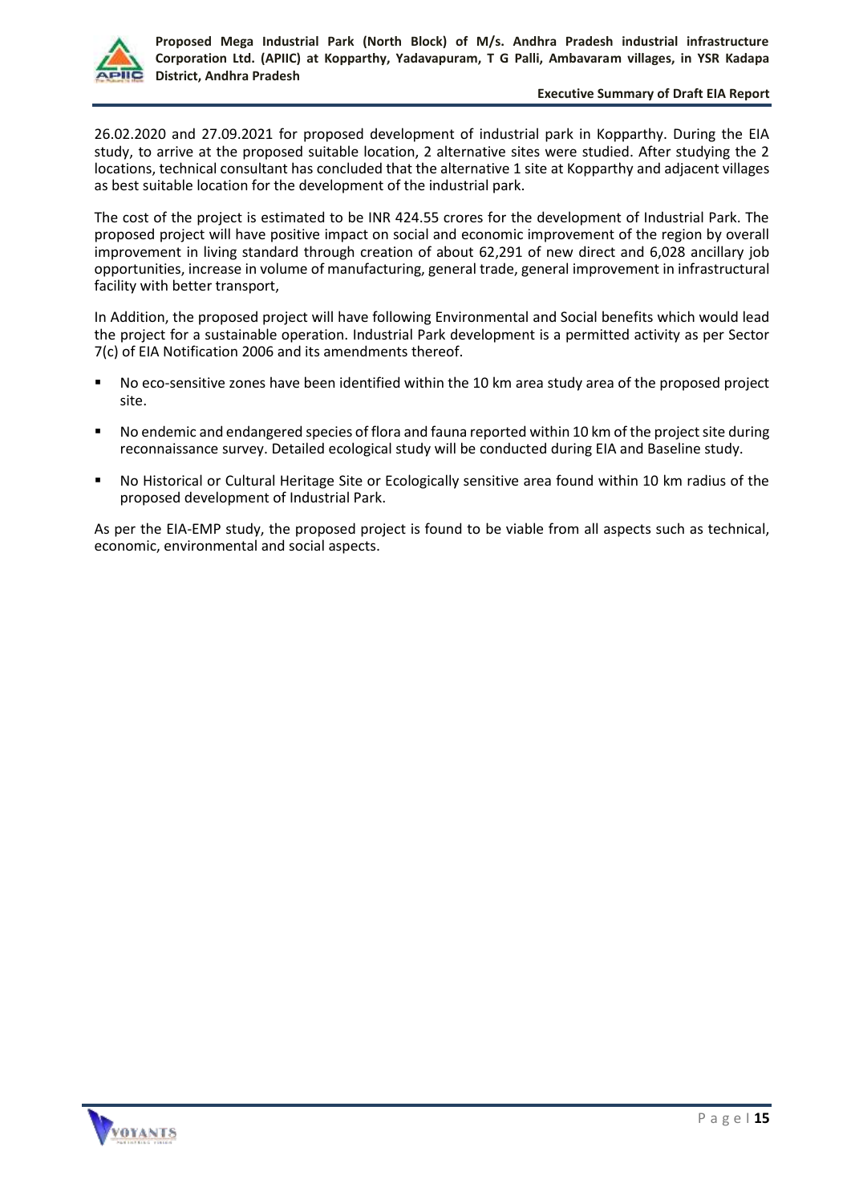26.02.2020 and 27.09.2021 for proposed development of industrial park in Kopparthy. During the EIA study, to arrive at the proposed suitable location, 2 alternative sites were studied. After studying the 2 locations, technical consultant has concluded that the alternative 1 site at Kopparthy and adjacent villages as best suitable location for the development of the industrial park.

The cost of the project is estimated to be INR 424.55 crores for the development of Industrial Park. The proposed project will have positive impact on social and economic improvement of the region by overall improvement in living standard through creation of about 62,291 of new direct and 6,028 ancillary job opportunities, increase in volume of manufacturing, general trade, general improvement in infrastructural facility with better transport,

In Addition, the proposed project will have following Environmental and Social benefits which would lead the project for a sustainable operation. Industrial Park development is a permitted activity as per Sector 7(c) of EIA Notification 2006 and its amendments thereof.

- No eco-sensitive zones have been identified within the 10 km area study area of the proposed project site.
- No endemic and endangered species of flora and fauna reported within 10 km of the project site during reconnaissance survey. Detailed ecological study will be conducted during EIA and Baseline study.
- No Historical or Cultural Heritage Site or Ecologically sensitive area found within 10 km radius of the proposed development of Industrial Park.

As per the EIA-EMP study, the proposed project is found to be viable from all aspects such as technical, economic, environmental and social aspects.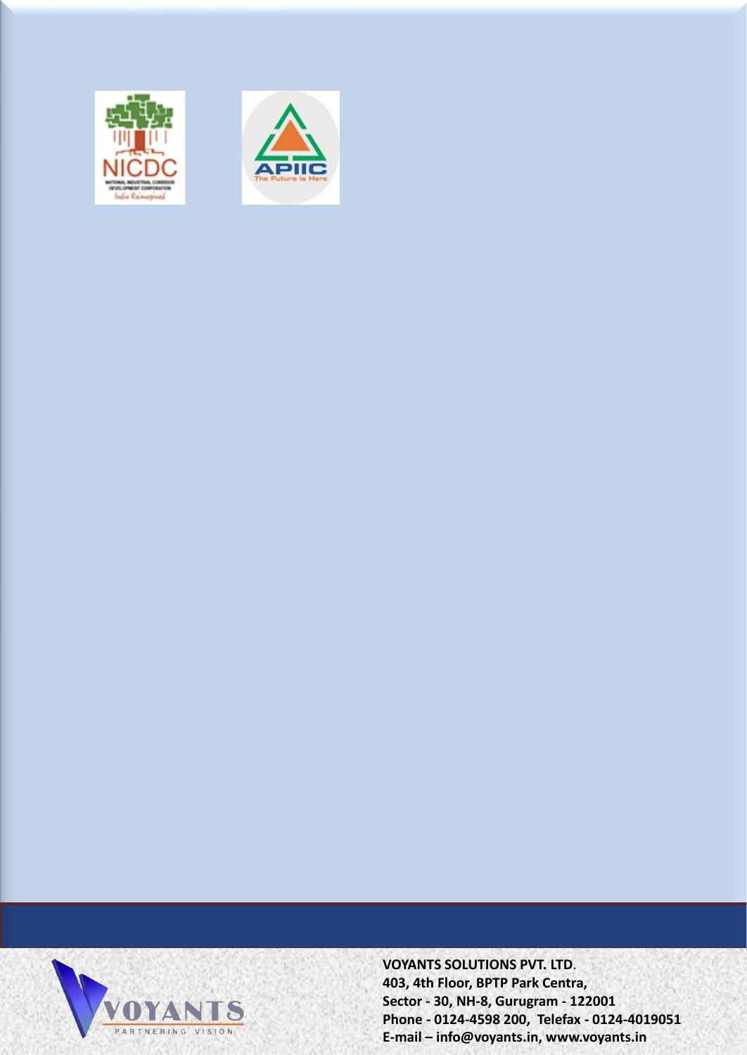NICDC

NATIONAL INDUSTRIAL CORRIDOR DEVELOPMENT CORPORATION

India Reimagined

APIIC

The Future is Here

VOYANTS

PARTNERING VISION

**VOYANTS SOLUTIONS PVT. LTD.**
**403, 4th Floor, BPTP Park Centra,**
**Sector - 30, NH-8, Gurugram - 122001**
**Phone - 0124-4598 200, Telefax - 0124-4019051**
**E-mail – info@voyants.in, www.voyants.in**